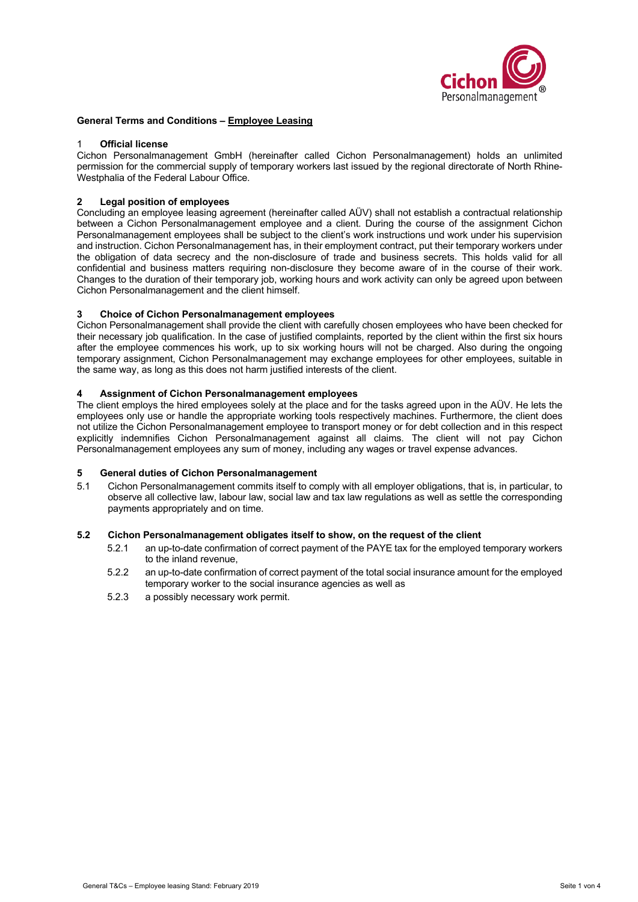## General Terms and Conditions – Employee Leasing

### 1 Official license

Cichon Personalmanagement GmbH (hereinafter called Cichon Personalmanagement) holds an unlimited permission for the commercial supply of temporary workers last issued by the regional directorate of North Rhine-Westphalia of the Federal Labour Office.

### 2 Legal position of employees

Concluding an employee leasing agreement (hereinafter called AÜV) shall not establish a contractual relationship between a Cichon Personalmanagement employee and a client. During the course of the assignment Cichon Personalmanagement employees shall be subject to the client's work instructions und work under his supervision and instruction. Cichon Personalmanagement has, in their employment contract, put their temporary workers under the obligation of data secrecy and the non-disclosure of trade and business secrets. This holds valid for all confidential and business matters requiring non-disclosure they become aware of in the course of their work. Changes to the duration of their temporary job, working hours and work activity can only be agreed upon between Cichon Personalmanagement and the client himself.

### 3 Choice of Cichon Personalmanagement employees

Cichon Personalmanagement shall provide the client with carefully chosen employees who have been checked for their necessary job qualification. In the case of justified complaints, reported by the client within the first six hours after the employee commences his work, up to six working hours will not be charged. Also during the ongoing temporary assignment, Cichon Personalmanagement may exchange employees for other employees, suitable in the same way, as long as this does not harm justified interests of the client.

### 4 Assignment of Cichon Personalmanagement employees

The client employs the hired employees solely at the place and for the tasks agreed upon in the AÜV. He lets the employees only use or handle the appropriate working tools respectively machines. Furthermore, the client does not utilize the Cichon Personalmanagement employee to transport money or for debt collection and in this respect explicitly indemnifies Cichon Personalmanagement against all claims. The client will not pay Cichon Personalmanagement employees any sum of money, including any wages or travel expense advances.

### 5 General duties of Cichon Personalmanagement

5.1 Cichon Personalmanagement commits itself to comply with all employer obligations, that is, in particular, to observe all collective law, labour law, social law and tax law regulations as well as settle the corresponding payments appropriately and on time.

**5.2 Cichon Personalmanagement obligates itself to show, on the request of the client**

5.2.1 an up-to-date confirmation of correct payment of the PAYE tax for the employed temporary workers to the inland revenue,

5.2.2 an up-to-date confirmation of correct payment of the total social insurance amount for the employed temporary worker to the social insurance agencies as well as

5.2.3 a possibly necessary work permit.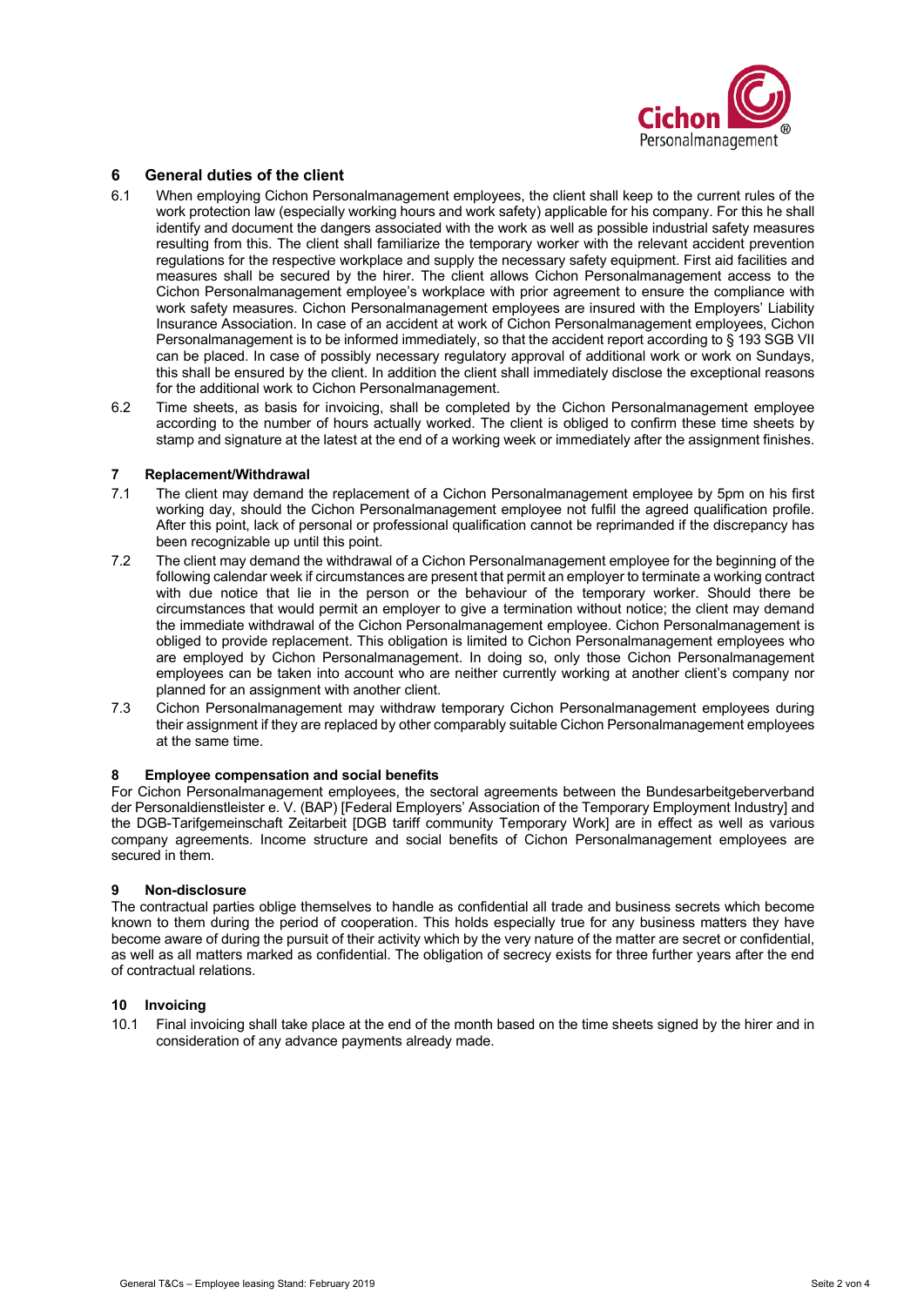## 6 General duties of the client

6.1 When employing Cichon Personalmanagement employees, the client shall keep to the current rules of the work protection law (especially working hours and work safety) applicable for his company. For this he shall identify and document the dangers associated with the work as well as possible industrial safety measures resulting from this. The client shall familiarize the temporary worker with the relevant accident prevention regulations for the respective workplace and supply the necessary safety equipment. First aid facilities and measures shall be secured by the hirer. The client allows Cichon Personalmanagement access to the Cichon Personalmanagement employee's workplace with prior agreement to ensure the compliance with work safety measures. Cichon Personalmanagement employees are insured with the Employers' Liability Insurance Association. In case of an accident at work of Cichon Personalmanagement employees, Cichon Personalmanagement is to be informed immediately, so that the accident report according to § 193 SGB VII can be placed. In case of possibly necessary regulatory approval of additional work or work on Sundays, this shall be ensured by the client. In addition the client shall immediately disclose the exceptional reasons for the additional work to Cichon Personalmanagement.

6.2 Time sheets, as basis for invoicing, shall be completed by the Cichon Personalmanagement employee according to the number of hours actually worked. The client is obliged to confirm these time sheets by stamp and signature at the latest at the end of a working week or immediately after the assignment finishes.

## 7 Replacement/Withdrawal

7.1 The client may demand the replacement of a Cichon Personalmanagement employee by 5pm on his first working day, should the Cichon Personalmanagement employee not fulfil the agreed qualification profile. After this point, lack of personal or professional qualification cannot be reprimanded if the discrepancy has been recognizable up until this point.

7.2 The client may demand the withdrawal of a Cichon Personalmanagement employee for the beginning of the following calendar week if circumstances are present that permit an employer to terminate a working contract with due notice that lie in the person or the behaviour of the temporary worker. Should there be circumstances that would permit an employer to give a termination without notice; the client may demand the immediate withdrawal of the Cichon Personalmanagement employee. Cichon Personalmanagement is obliged to provide replacement. This obligation is limited to Cichon Personalmanagement employees who are employed by Cichon Personalmanagement. In doing so, only those Cichon Personalmanagement employees can be taken into account who are neither currently working at another client's company nor planned for an assignment with another client.

7.3 Cichon Personalmanagement may withdraw temporary Cichon Personalmanagement employees during their assignment if they are replaced by other comparably suitable Cichon Personalmanagement employees at the same time.

## 8 Employee compensation and social benefits

For Cichon Personalmanagement employees, the sectoral agreements between the Bundesarbeitgeberverband der Personaldienstleister e. V. (BAP) [Federal Employers' Association of the Temporary Employment Industry] and the DGB-Tarifgemeinschaft Zeitarbeit [DGB tariff community Temporary Work] are in effect as well as various company agreements. Income structure and social benefits of Cichon Personalmanagement employees are secured in them.

## 9 Non-disclosure

The contractual parties oblige themselves to handle as confidential all trade and business secrets which become known to them during the period of cooperation. This holds especially true for any business matters they have become aware of during the pursuit of their activity which by the very nature of the matter are secret or confidential, as well as all matters marked as confidential. The obligation of secrecy exists for three further years after the end of contractual relations.

## 10 Invoicing

10.1 Final invoicing shall take place at the end of the month based on the time sheets signed by the hirer and in consideration of any advance payments already made.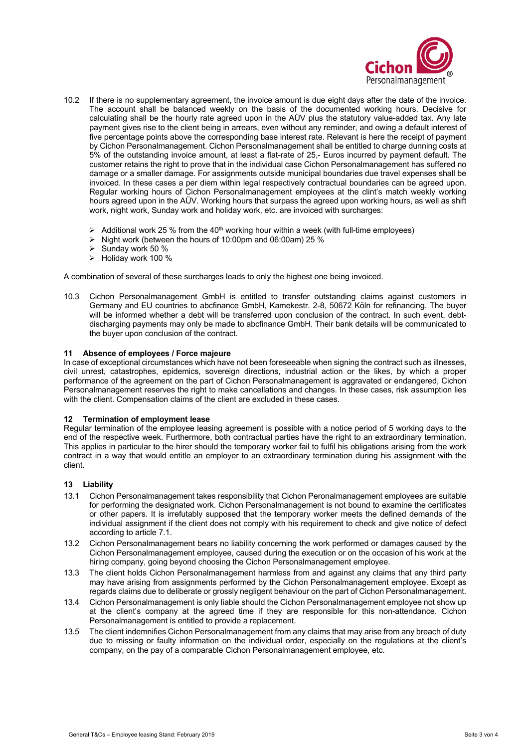10.2 If there is no supplementary agreement, the invoice amount is due eight days after the date of the invoice. The account shall be balanced weekly on the basis of the documented working hours. Decisive for calculating shall be the hourly rate agreed upon in the AÜV plus the statutory value-added tax. Any late payment gives rise to the client being in arrears, even without any reminder, and owing a default interest of five percentage points above the corresponding base interest rate. Relevant is here the receipt of payment by Cichon Personalmanagement. Cichon Personalmanagement shall be entitled to charge dunning costs at 5% of the outstanding invoice amount, at least a flat-rate of 25,- Euros incurred by payment default. The customer retains the right to prove that in the individual case Cichon Personalmanagement has suffered no damage or a smaller damage. For assignments outside municipal boundaries due travel expenses shall be invoiced. In these cases a per diem within legal respectively contractual boundaries can be agreed upon. Regular working hours of Cichon Personalmanagement employees at the clint's match weekly working hours agreed upon in the AÜV. Working hours that surpass the agreed upon working hours, as well as shift work, night work, Sunday work and holiday work, etc. are invoiced with surcharges:

- Additional work 25 % from the 40th working hour within a week (with full-time employees)
- Night work (between the hours of 10:00pm and 06:00am) 25 %
- Sunday work 50 %
- Holiday work 100 %

A combination of several of these surcharges leads to only the highest one being invoiced.

10.3 Cichon Personalmanagement GmbH is entitled to transfer outstanding claims against customers in Germany and EU countries to abcfinance GmbH, Kamekestr. 2-8, 50672 Köln for refinancing. The buyer will be informed whether a debt will be transferred upon conclusion of the contract. In such event, debt-discharging payments may only be made to abcfinance GmbH. Their bank details will be communicated to the buyer upon conclusion of the contract.

## 11 Absence of employees / Force majeure

In case of exceptional circumstances which have not been foreseeable when signing the contract such as illnesses, civil unrest, catastrophes, epidemics, sovereign directions, industrial action or the likes, by which a proper performance of the agreement on the part of Cichon Personalmanagement is aggravated or endangered, Cichon Personalmanagement reserves the right to make cancellations and changes. In these cases, risk assumption lies with the client. Compensation claims of the client are excluded in these cases.

## 12 Termination of employment lease

Regular termination of the employee leasing agreement is possible with a notice period of 5 working days to the end of the respective week. Furthermore, both contractual parties have the right to an extraordinary termination. This applies in particular to the hirer should the temporary worker fail to fulfil his obligations arising from the work contract in a way that would entitle an employer to an extraordinary termination during his assignment with the client.

## 13 Liability

13.1 Cichon Personalmanagement takes responsibility that Cichon Peronalmanagement employees are suitable for performing the designated work. Cichon Personalmanagement is not bound to examine the certificates or other papers. It is irrefutably supposed that the temporary worker meets the defined demands of the individual assignment if the client does not comply with his requirement to check and give notice of defect according to article 7.1.

13.2 Cichon Personalmanagement bears no liability concerning the work performed or damages caused by the Cichon Personalmanagement employee, caused during the execution or on the occasion of his work at the hiring company, going beyond choosing the Cichon Personalmanagement employee.

13.3 The client holds Cichon Personalmanagement harmless from and against any claims that any third party may have arising from assignments performed by the Cichon Personalmanagement employee. Except as regards claims due to deliberate or grossly negligent behaviour on the part of Cichon Personalmanagement.

13.4 Cichon Personalmanagement is only liable should the Cichon Personalmanagement employee not show up at the client's company at the agreed time if they are responsible for this non-attendance. Cichon Personalmanagement is entitled to provide a replacement.

13.5 The client indemnifies Cichon Personalmanagement from any claims that may arise from any breach of duty due to missing or faulty information on the individual order, especially on the regulations at the client's company, on the pay of a comparable Cichon Personalmanagement employee, etc.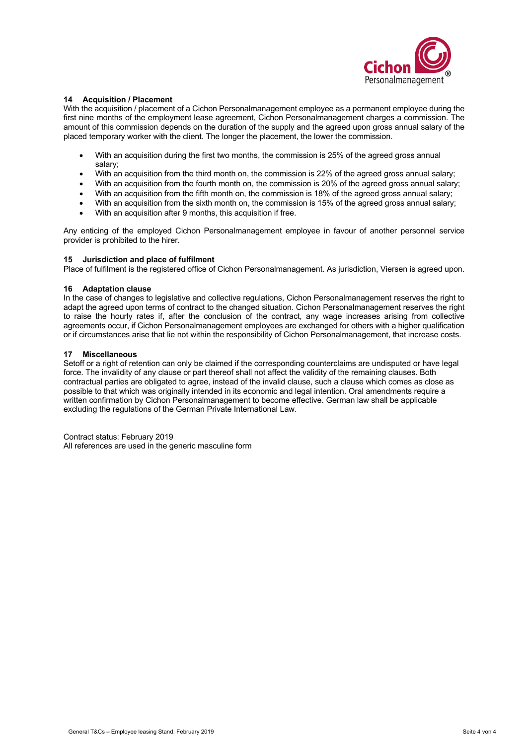## 14 Acquisition / Placement

With the acquisition / placement of a Cichon Personalmanagement employee as a permanent employee during the first nine months of the employment lease agreement, Cichon Personalmanagement charges a commission. The amount of this commission depends on the duration of the supply and the agreed upon gross annual salary of the placed temporary worker with the client. The longer the placement, the lower the commission.

- With an acquisition during the first two months, the commission is 25% of the agreed gross annual salary;
- With an acquisition from the third month on, the commission is 22% of the agreed gross annual salary;
- With an acquisition from the fourth month on, the commission is 20% of the agreed gross annual salary;
- With an acquisition from the fifth month on, the commission is 18% of the agreed gross annual salary;
- With an acquisition from the sixth month on, the commission is 15% of the agreed gross annual salary;
- With an acquisition after 9 months, this acquisition if free.

Any enticing of the employed Cichon Personalmanagement employee in favour of another personnel service provider is prohibited to the hirer.

## 15 Jurisdiction and place of fulfilment

Place of fulfilment is the registered office of Cichon Personalmanagement. As jurisdiction, Viersen is agreed upon.

## 16 Adaptation clause

In the case of changes to legislative and collective regulations, Cichon Personalmanagement reserves the right to adapt the agreed upon terms of contract to the changed situation. Cichon Personalmanagement reserves the right to raise the hourly rates if, after the conclusion of the contract, any wage increases arising from collective agreements occur, if Cichon Personalmanagement employees are exchanged for others with a higher qualification or if circumstances arise that lie not within the responsibility of Cichon Personalmanagement, that increase costs.

## 17 Miscellaneous

Setoff or a right of retention can only be claimed if the corresponding counterclaims are undisputed or have legal force. The invalidity of any clause or part thereof shall not affect the validity of the remaining clauses. Both contractual parties are obligated to agree, instead of the invalid clause, such a clause which comes as close as possible to that which was originally intended in its economic and legal intention. Oral amendments require a written confirmation by Cichon Personalmanagement to become effective. German law shall be applicable excluding the regulations of the German Private International Law.

Contract status: February 2019
All references are used in the generic masculine form